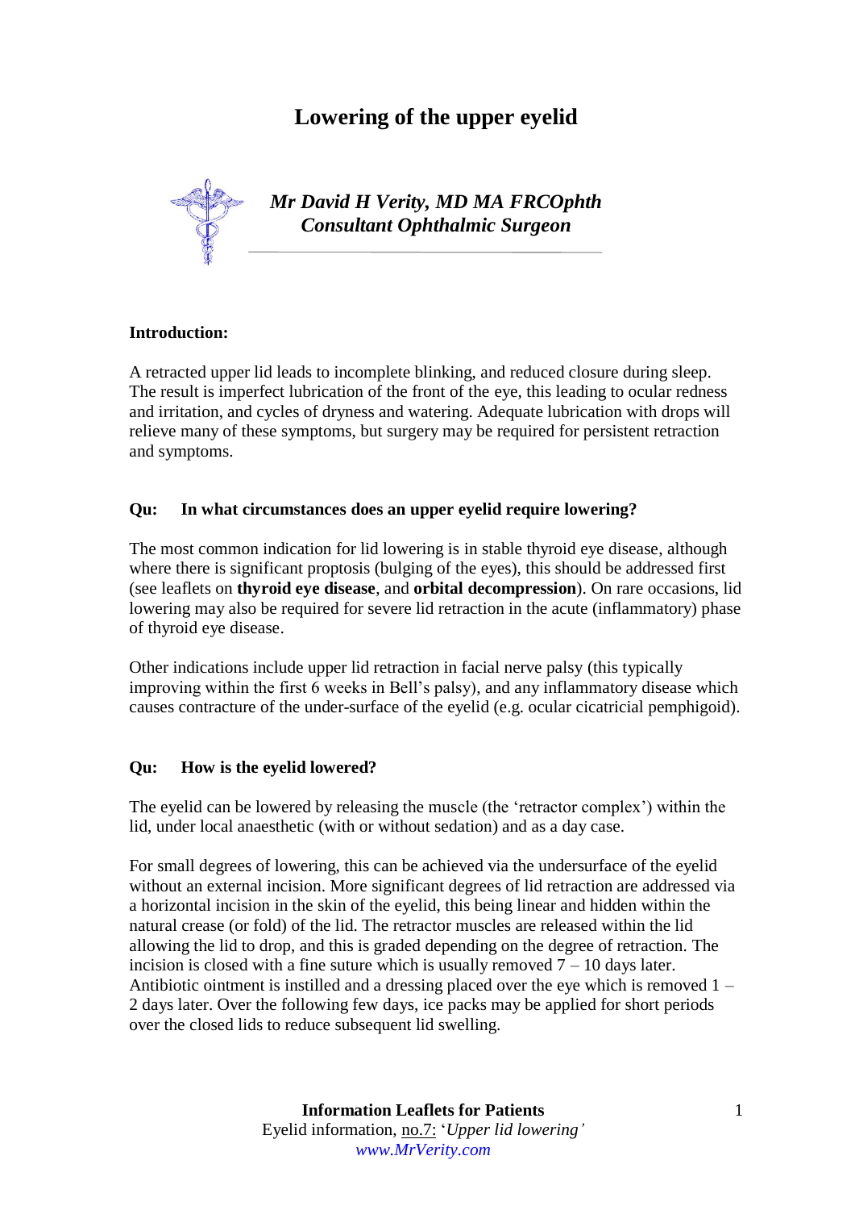# Lowering of the upper eyelid

*Mr David H Verity, MD MA FRCOphth*
*Consultant Ophthalmic Surgeon*

**Introduction:**

A retracted upper lid leads to incomplete blinking, and reduced closure during sleep. The result is imperfect lubrication of the front of the eye, this leading to ocular redness and irritation, and cycles of dryness and watering. Adequate lubrication with drops will relieve many of these symptoms, but surgery may be required for persistent retraction and symptoms.

**Qu: In what circumstances does an upper eyelid require lowering?**

The most common indication for lid lowering is in stable thyroid eye disease, although where there is significant proptosis (bulging of the eyes), this should be addressed first (see leaflets on **thyroid eye disease**, and **orbital decompression**). On rare occasions, lid lowering may also be required for severe lid retraction in the acute (inflammatory) phase of thyroid eye disease.

Other indications include upper lid retraction in facial nerve palsy (this typically improving within the first 6 weeks in Bell's palsy), and any inflammatory disease which causes contracture of the under-surface of the eyelid (e.g. ocular cicatricial pemphigoid).

**Qu: How is the eyelid lowered?**

The eyelid can be lowered by releasing the muscle (the 'retractor complex') within the lid, under local anaesthetic (with or without sedation) and as a day case.

For small degrees of lowering, this can be achieved via the undersurface of the eyelid without an external incision. More significant degrees of lid retraction are addressed via a horizontal incision in the skin of the eyelid, this being linear and hidden within the natural crease (or fold) of the lid. The retractor muscles are released within the lid allowing the lid to drop, and this is graded depending on the degree of retraction. The incision is closed with a fine suture which is usually removed 7 – 10 days later. Antibiotic ointment is instilled and a dressing placed over the eye which is removed 1 – 2 days later. Over the following few days, ice packs may be applied for short periods over the closed lids to reduce subsequent lid swelling.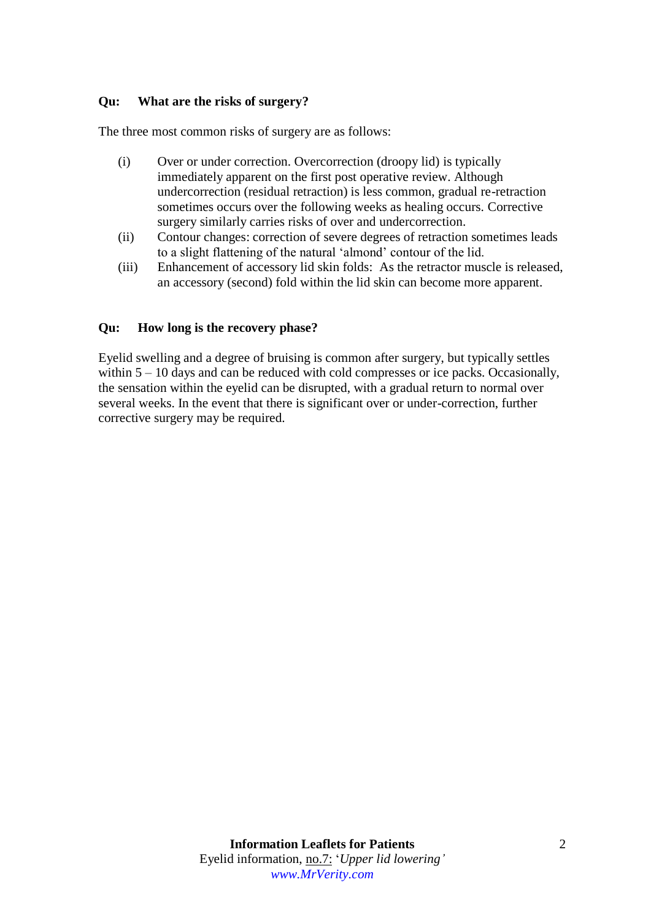**Qu: What are the risks of surgery?**

The three most common risks of surgery are as follows:

(i) Over or under correction. Overcorrection (droopy lid) is typically immediately apparent on the first post operative review. Although undercorrection (residual retraction) is less common, gradual re-retraction sometimes occurs over the following weeks as healing occurs. Corrective surgery similarly carries risks of over and undercorrection.

(ii) Contour changes: correction of severe degrees of retraction sometimes leads to a slight flattening of the natural 'almond' contour of the lid.

(iii) Enhancement of accessory lid skin folds: As the retractor muscle is released, an accessory (second) fold within the lid skin can become more apparent.

**Qu: How long is the recovery phase?**

Eyelid swelling and a degree of bruising is common after surgery, but typically settles within 5 – 10 days and can be reduced with cold compresses or ice packs. Occasionally, the sensation within the eyelid can be disrupted, with a gradual return to normal over several weeks. In the event that there is significant over or under-correction, further corrective surgery may be required.